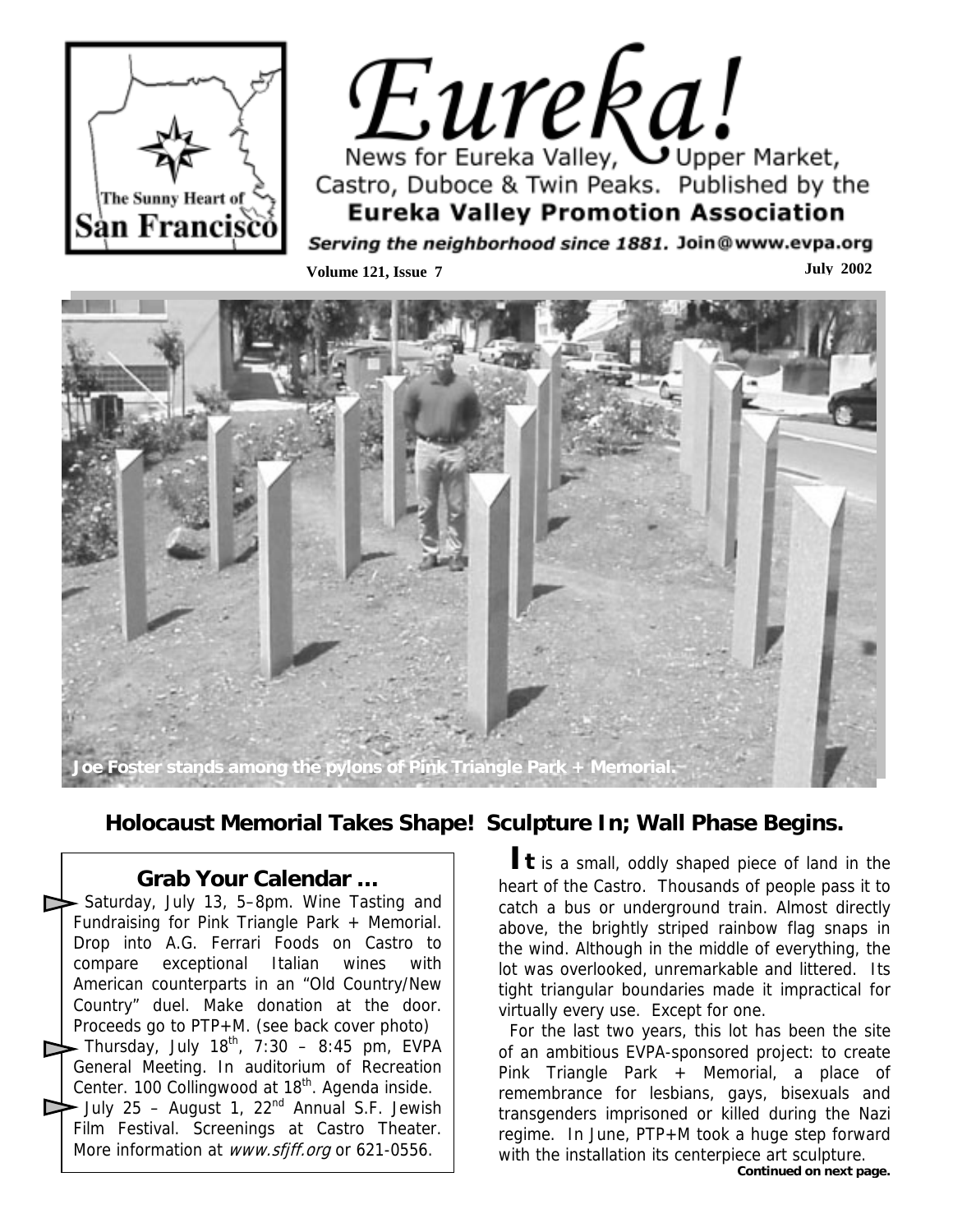# Eureka!

News for Eureka Valley, Upper Market, Castro, Duboce & Twin Peaks. Published by the **Eureka Valley Promotion Association**

*Serving the neighborhood since 1881.* Join@www.evpa.org

The Sunny Heart of San Francisco

**Volume 121, Issue 7** **July 2002**

**Joe Foster stands among the pylons of Pink Triangle Park + Memorial.**

## Holocaust Memorial Takes Shape! Sculpture In; Wall Phase Begins.

### Grab Your Calendar …

- Saturday, July 13, 5–8pm. Wine Tasting and Fundraising for Pink Triangle Park + Memorial. Drop into A.G. Ferrari Foods on Castro to compare exceptional Italian wines with American counterparts in an "Old Country/New Country" duel. Make donation at the door. Proceeds go to PTP+M. (see back cover photo)
- Thursday, July 18th, 7:30 – 8:45 pm, EVPA General Meeting. In auditorium of Recreation Center. 100 Collingwood at 18th. Agenda inside.
- July 25 – August 1, 22nd Annual S.F. Jewish Film Festival. Screenings at Castro Theater. More information at *www.sfjff.org* or 621-0556.

**It** is a small, oddly shaped piece of land in the heart of the Castro. Thousands of people pass it to catch a bus or underground train. Almost directly above, the brightly striped rainbow flag snaps in the wind. Although in the middle of everything, the lot was overlooked, unremarkable and littered. Its tight triangular boundaries made it impractical for virtually every use. Except for one.

For the last two years, this lot has been the site of an ambitious EVPA-sponsored project: to create Pink Triangle Park + Memorial, a place of remembrance for lesbians, gays, bisexuals and transgenders imprisoned or killed during the Nazi regime. In June, PTP+M took a huge step forward with the installation its centerpiece art sculpture.

**Continued on next page.**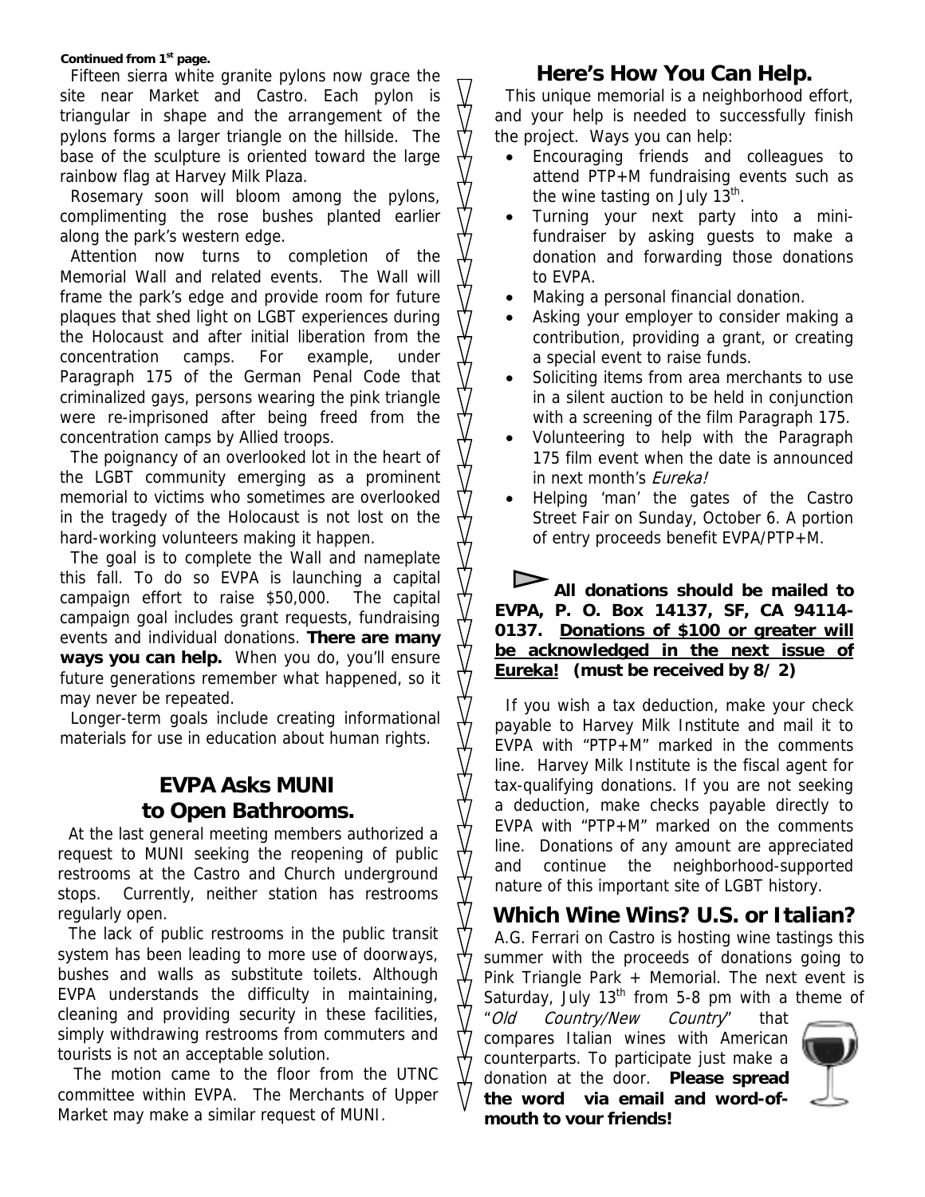**Continued from 1st page.**

Fifteen sierra white granite pylons now grace the site near Market and Castro. Each pylon is triangular in shape and the arrangement of the pylons forms a larger triangle on the hillside. The base of the sculpture is oriented toward the large rainbow flag at Harvey Milk Plaza.

Rosemary soon will bloom among the pylons, complimenting the rose bushes planted earlier along the park's western edge.

Attention now turns to completion of the Memorial Wall and related events. The Wall will frame the park's edge and provide room for future plaques that shed light on LGBT experiences during the Holocaust and after initial liberation from the concentration camps. For example, under Paragraph 175 of the German Penal Code that criminalized gays, persons wearing the pink triangle were re-imprisoned after being freed from the concentration camps by Allied troops.

The poignancy of an overlooked lot in the heart of the LGBT community emerging as a prominent memorial to victims who sometimes are overlooked in the tragedy of the Holocaust is not lost on the hard-working volunteers making it happen.

The goal is to complete the Wall and nameplate this fall. To do so EVPA is launching a capital campaign effort to raise $50,000. The capital campaign goal includes grant requests, fundraising events and individual donations. **There are many ways you can help.** When you do, you'll ensure future generations remember what happened, so it may never be repeated.

Longer-term goals include creating informational materials for use in education about human rights.

## EVPA Asks MUNI to Open Bathrooms.

At the last general meeting members authorized a request to MUNI seeking the reopening of public restrooms at the Castro and Church underground stops. Currently, neither station has restrooms regularly open.

The lack of public restrooms in the public transit system has been leading to more use of doorways, bushes and walls as substitute toilets. Although EVPA understands the difficulty in maintaining, cleaning and providing security in these facilities, simply withdrawing restrooms from commuters and tourists is not an acceptable solution.

The motion came to the floor from the UTNC committee within EVPA. The Merchants of Upper Market may make a similar request of MUNI.

## Here's How You Can Help.

This unique memorial is a neighborhood effort, and your help is needed to successfully finish the project. Ways you can help:

- Encouraging friends and colleagues to attend PTP+M fundraising events such as the wine tasting on July 13th.
- Turning your next party into a mini-fundraiser by asking guests to make a donation and forwarding those donations to EVPA.
- Making a personal financial donation.
- Asking your employer to consider making a contribution, providing a grant, or creating a special event to raise funds.
- Soliciting items from area merchants to use in a silent auction to be held in conjunction with a screening of the film Paragraph 175.
- Volunteering to help with the Paragraph 175 film event when the date is announced in next month's *Eureka!*
- Helping 'man' the gates of the Castro Street Fair on Sunday, October 6. A portion of entry proceeds benefit EVPA/PTP+M.

**All donations should be mailed to EVPA, P. O. Box 14137, SF, CA 94114-0137. <u>Donations of $100 or greater will be acknowledged in the next issue of Eureka!</u> (must be received by 8/2)**

If you wish a tax deduction, make your check payable to Harvey Milk Institute and mail it to EVPA with "PTP+M" marked in the comments line. Harvey Milk Institute is the fiscal agent for tax-qualifying donations. If you are not seeking a deduction, make checks payable directly to EVPA with "PTP+M" marked on the comments line. Donations of any amount are appreciated and continue the neighborhood-supported nature of this important site of LGBT history.

## Which Wine Wins? U.S. or Italian?

A.G. Ferrari on Castro is hosting wine tastings this summer with the proceeds of donations going to Pink Triangle Park + Memorial. The next event is Saturday, July 13th from 5-8 pm with a theme of "*Old Country/New Country*" that compares Italian wines with American counterparts. To participate just make a donation at the door. **Please spread the word via email and word-of-mouth to your friends!**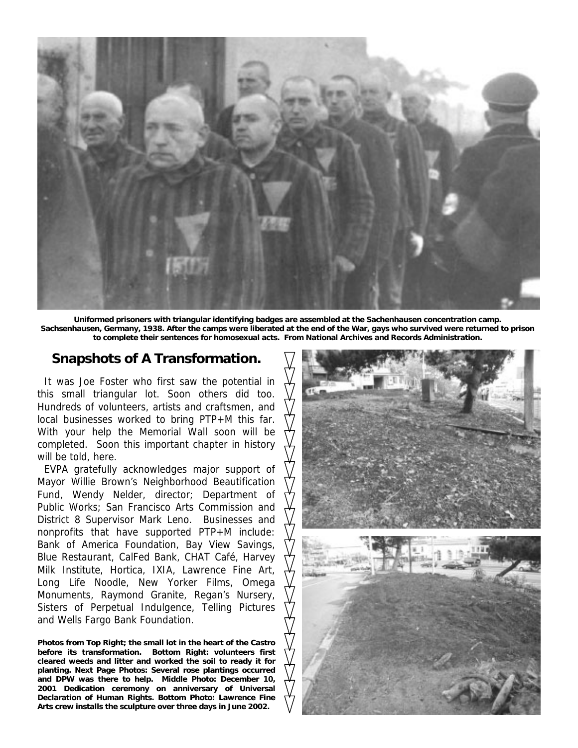Uniformed prisoners with triangular identifying badges are assembled at the Sachenhausen concentration camp. Sachsenhausen, Germany, 1938. After the camps were liberated at the end of the War, gays who survived were returned to prison to complete their sentences for homosexual acts. From National Archives and Records Administration.

## Snapshots of A Transformation.

It was Joe Foster who first saw the potential in this small triangular lot. Soon others did too. Hundreds of volunteers, artists and craftsmen, and local businesses worked to bring PTP+M this far. With your help the Memorial Wall soon will be completed. Soon this important chapter in history will be told, here.

EVPA gratefully acknowledges major support of Mayor Willie Brown's Neighborhood Beautification Fund, Wendy Nelder, director; Department of Public Works; San Francisco Arts Commission and District 8 Supervisor Mark Leno. Businesses and nonprofits that have supported PTP+M include: Bank of America Foundation, Bay View Savings, Blue Restaurant, CalFed Bank, CHAT Café, Harvey Milk Institute, Hortica, IXIA, Lawrence Fine Art, Long Life Noodle, New Yorker Films, Omega Monuments, Raymond Granite, Regan's Nursery, Sisters of Perpetual Indulgence, Telling Pictures and Wells Fargo Bank Foundation.

**Photos from Top Right; the small lot in the heart of the Castro before its transformation. Bottom Right: volunteers first cleared weeds and litter and worked the soil to ready it for planting. Next Page Photos: Several rose plantings occurred and DPW was there to help. Middle Photo: December 10, 2001 Dedication ceremony on anniversary of Universal Declaration of Human Rights. Bottom Photo: Lawrence Fine Arts crew installs the sculpture over three days in June 2002.**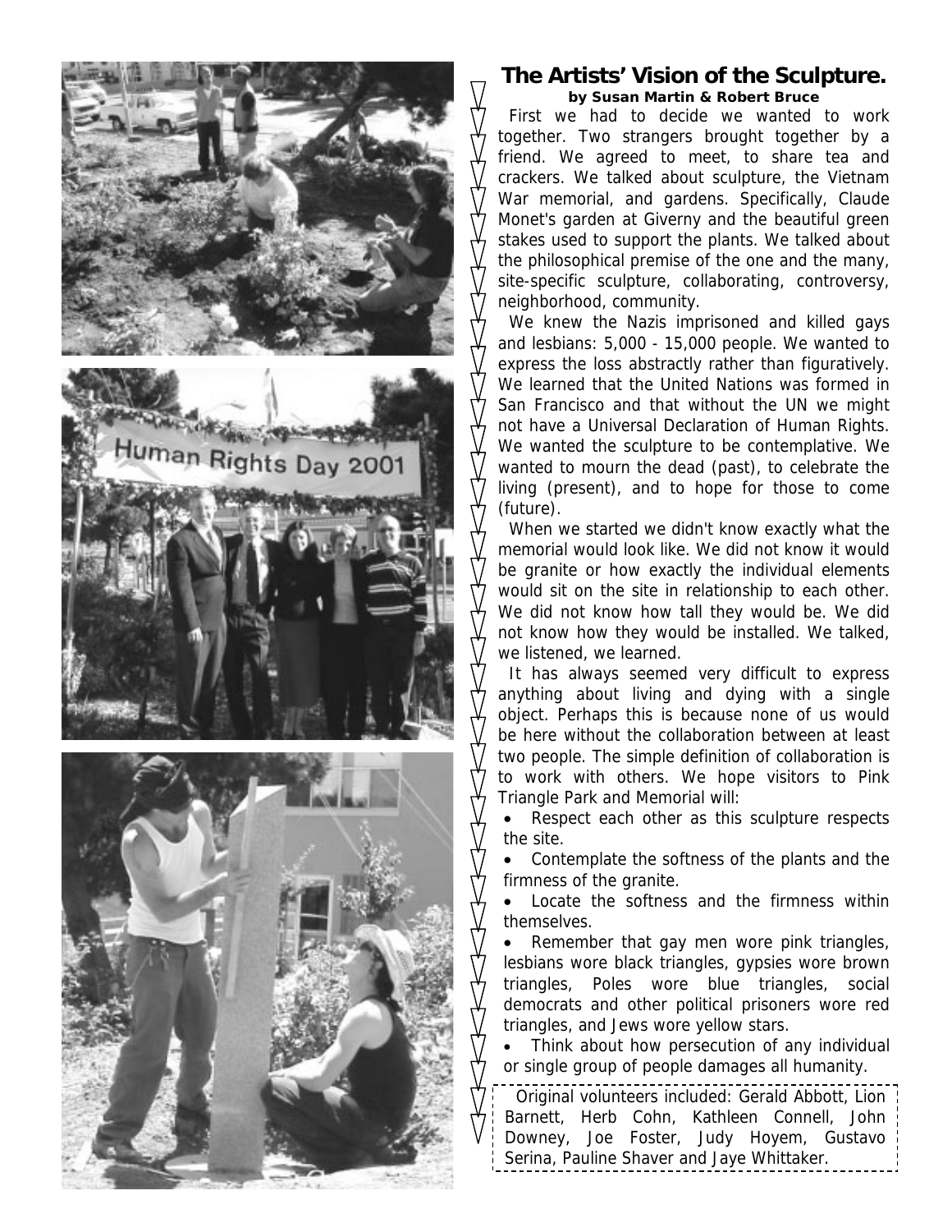## The Artists' Vision of the Sculpture.

**by Susan Martin & Robert Bruce**

First we had to decide we wanted to work together. Two strangers brought together by a friend. We agreed to meet, to share tea and crackers. We talked about sculpture, the Vietnam War memorial, and gardens. Specifically, Claude Monet's garden at Giverny and the beautiful green stakes used to support the plants. We talked about the philosophical premise of the one and the many, site-specific sculpture, collaborating, controversy, neighborhood, community.

We knew the Nazis imprisoned and killed gays and lesbians: 5,000 - 15,000 people. We wanted to express the loss abstractly rather than figuratively. We learned that the United Nations was formed in San Francisco and that without the UN we might not have a Universal Declaration of Human Rights. We wanted the sculpture to be contemplative. We wanted to mourn the dead (past), to celebrate the living (present), and to hope for those to come (future).

When we started we didn't know exactly what the memorial would look like. We did not know it would be granite or how exactly the individual elements would sit on the site in relationship to each other. We did not know how tall they would be. We did not know how they would be installed. We talked, we listened, we learned.

It has always seemed very difficult to express anything about living and dying with a single object. Perhaps this is because none of us would be here without the collaboration between at least two people. The simple definition of collaboration is to work with others. We hope visitors to Pink Triangle Park and Memorial will:

- Respect each other as this sculpture respects the site.
- Contemplate the softness of the plants and the firmness of the granite.
- Locate the softness and the firmness within themselves.
- Remember that gay men wore pink triangles, lesbians wore black triangles, gypsies wore brown triangles, Poles wore blue triangles, social democrats and other political prisoners wore red triangles, and Jews wore yellow stars.
- Think about how persecution of any individual or single group of people damages all humanity.

Original volunteers included: Gerald Abbott, Lion Barnett, Herb Cohn, Kathleen Connell, John Downey, Joe Foster, Judy Hoyem, Gustavo Serina, Pauline Shaver and Jaye Whittaker.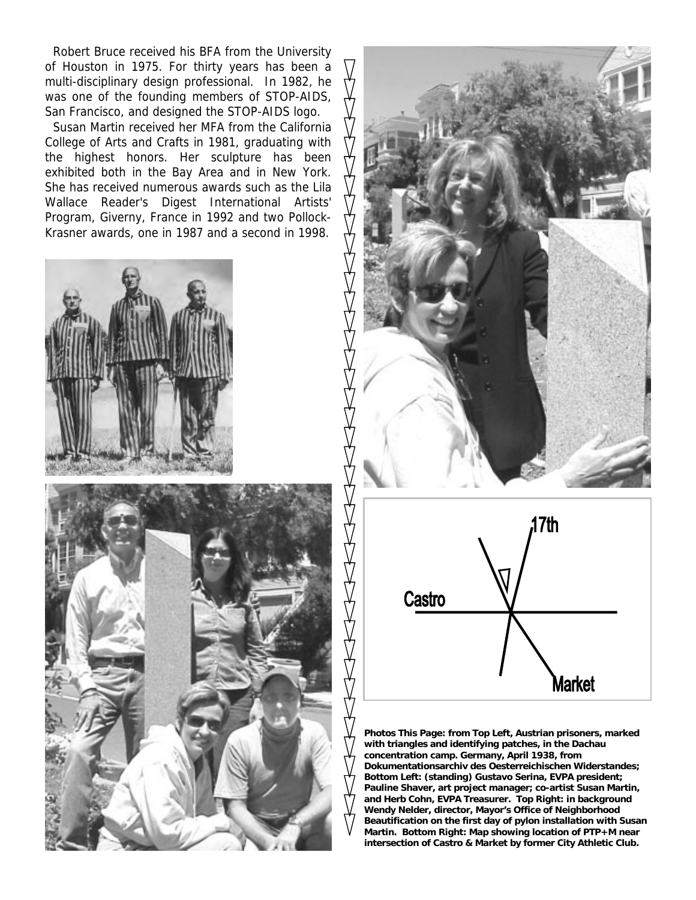Robert Bruce received his BFA from the University of Houston in 1975. For thirty years has been a multi-disciplinary design professional. In 1982, he was one of the founding members of STOP-AIDS, San Francisco, and designed the STOP-AIDS logo.

Susan Martin received her MFA from the California College of Arts and Crafts in 1981, graduating with the highest honors. Her sculpture has been exhibited both in the Bay Area and in New York. She has received numerous awards such as the Lila Wallace Reader's Digest International Artists' Program, Giverny, France in 1992 and two Pollock-Krasner awards, one in 1987 and a second in 1998.

**Photos This Page: from Top Left, Austrian prisoners, marked with triangles and identifying patches, in the Dachau concentration camp. Germany, April 1938, from Dokumentationsarchiv des Oesterreichischen Widerstandes; Bottom Left: (standing) Gustavo Serina, EVPA president; Pauline Shaver, art project manager; co-artist Susan Martin, and Herb Cohn, EVPA Treasurer. Top Right: in background Wendy Nelder, director, Mayor's Office of Neighborhood Beautification on the first day of pylon installation with Susan Martin. Bottom Right: Map showing location of PTP+M near intersection of Castro & Market by former City Athletic Club.**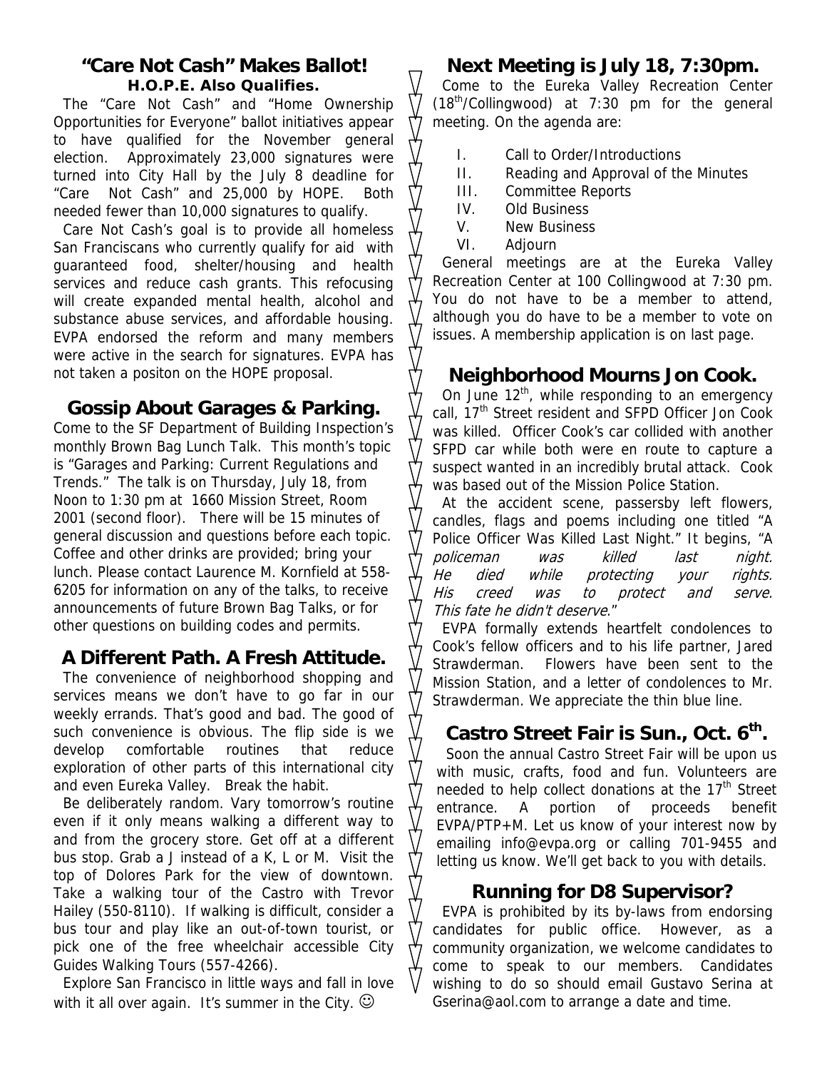## "Care Not Cash" Makes Ballot!

**H.O.P.E. Also Qualifies.**

The "Care Not Cash" and "Home Ownership Opportunities for Everyone" ballot initiatives appear to have qualified for the November general election. Approximately 23,000 signatures were turned into City Hall by the July 8 deadline for "Care Not Cash" and 25,000 by HOPE. Both needed fewer than 10,000 signatures to qualify.

Care Not Cash's goal is to provide all homeless San Franciscans who currently qualify for aid with guaranteed food, shelter/housing and health services and reduce cash grants. This refocusing will create expanded mental health, alcohol and substance abuse services, and affordable housing. EVPA endorsed the reform and many members were active in the search for signatures. EVPA has not taken a positon on the HOPE proposal.

## Gossip About Garages & Parking.

Come to the SF Department of Building Inspection's monthly Brown Bag Lunch Talk. This month's topic is "Garages and Parking: Current Regulations and Trends." The talk is on Thursday, July 18, from Noon to 1:30 pm at 1660 Mission Street, Room 2001 (second floor). There will be 15 minutes of general discussion and questions before each topic. Coffee and other drinks are provided; bring your lunch. Please contact Laurence M. Kornfield at 558-6205 for information on any of the talks, to receive announcements of future Brown Bag Talks, or for other questions on building codes and permits.

## A Different Path. A Fresh Attitude.

The convenience of neighborhood shopping and services means we don't have to go far in our weekly errands. That's good and bad. The good of such convenience is obvious. The flip side is we develop comfortable routines that reduce exploration of other parts of this international city and even Eureka Valley. Break the habit.

Be deliberately random. Vary tomorrow's routine even if it only means walking a different way to and from the grocery store. Get off at a different bus stop. Grab a J instead of a K, L or M. Visit the top of Dolores Park for the view of downtown. Take a walking tour of the Castro with Trevor Hailey (550-8110). If walking is difficult, consider a bus tour and play like an out-of-town tourist, or pick one of the free wheelchair accessible City Guides Walking Tours (557-4266).

Explore San Francisco in little ways and fall in love with it all over again. It's summer in the City. ☺

## Next Meeting is July 18, 7:30pm.

Come to the Eureka Valley Recreation Center (18th/Collingwood) at 7:30 pm for the general meeting. On the agenda are:

I. Call to Order/Introductions
II. Reading and Approval of the Minutes
III. Committee Reports
IV. Old Business
V. New Business
VI. Adjourn

General meetings are at the Eureka Valley Recreation Center at 100 Collingwood at 7:30 pm. You do not have to be a member to attend, although you do have to be a member to vote on issues. A membership application is on last page.

## Neighborhood Mourns Jon Cook.

On June 12th, while responding to an emergency call, 17th Street resident and SFPD Officer Jon Cook was killed. Officer Cook's car collided with another SFPD car while both were en route to capture a suspect wanted in an incredibly brutal attack. Cook was based out of the Mission Police Station.

At the accident scene, passersby left flowers, candles, flags and poems including one titled "A Police Officer Was Killed Last Night." It begins, "*A policeman was killed last night. He died while protecting your rights. His creed was to protect and serve. This fate he didn't deserve.*"

EVPA formally extends heartfelt condolences to Cook's fellow officers and to his life partner, Jared Strawderman. Flowers have been sent to the Mission Station, and a letter of condolences to Mr. Strawderman. We appreciate the thin blue line.

## Castro Street Fair is Sun., Oct. 6th.

Soon the annual Castro Street Fair will be upon us with music, crafts, food and fun. Volunteers are needed to help collect donations at the 17th Street entrance. A portion of proceeds benefit EVPA/PTP+M. Let us know of your interest now by emailing info@evpa.org or calling 701-9455 and letting us know. We'll get back to you with details.

## Running for D8 Supervisor?

EVPA is prohibited by its by-laws from endorsing candidates for public office. However, as a community organization, we welcome candidates to come to speak to our members. Candidates wishing to do so should email Gustavo Serina at Gserina@aol.com to arrange a date and time.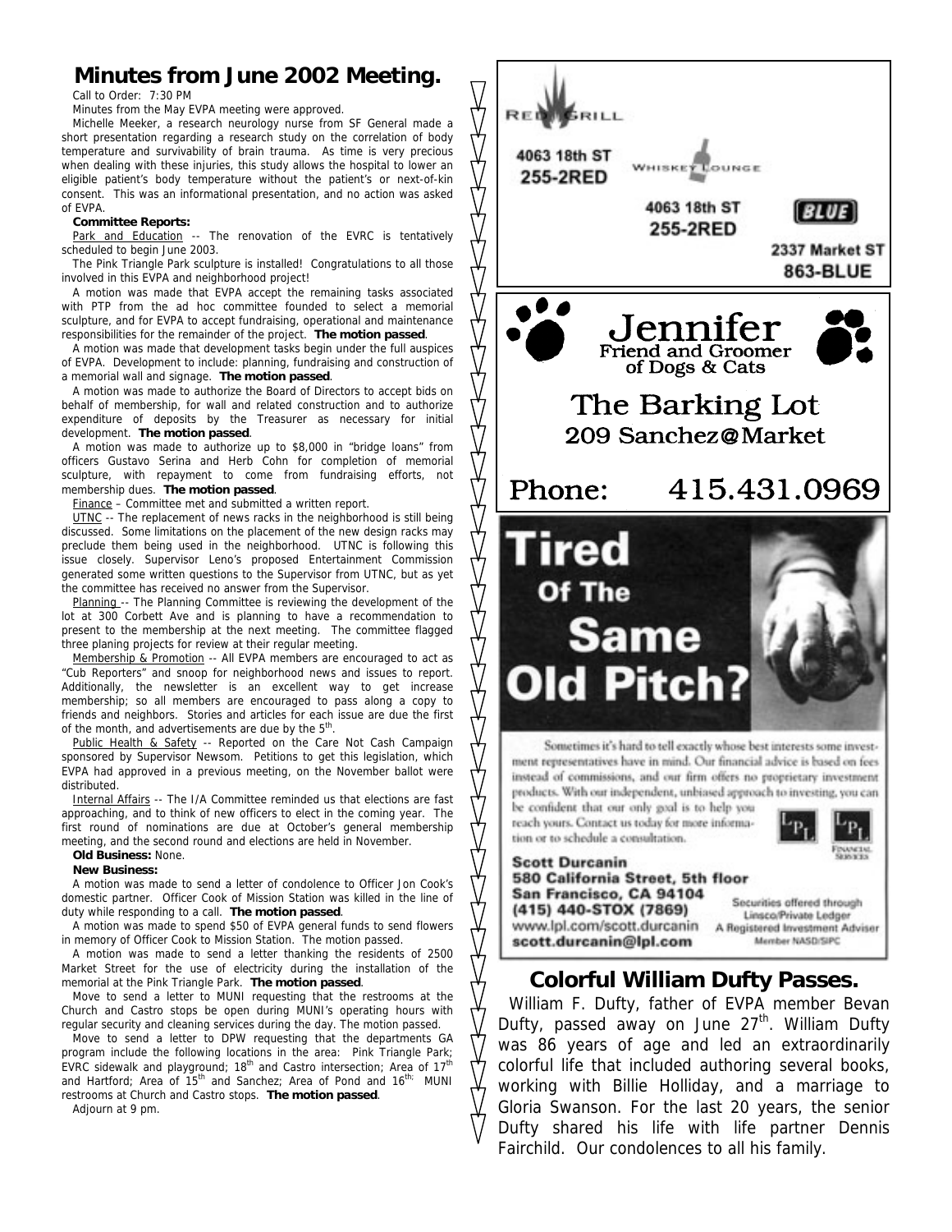## Minutes from June 2002 Meeting.

Call to Order: 7:30 PM

Minutes from the May EVPA meeting were approved.

Michelle Meeker, a research neurology nurse from SF General made a short presentation regarding a research study on the correlation of body temperature and survivability of brain trauma. As time is very precious when dealing with these injuries, this study allows the hospital to lower an eligible patient's body temperature without the patient's or next-of-kin consent. This was an informational presentation, and no action was asked of EVPA.

**Committee Reports:**

Park and Education -- The renovation of the EVRC is tentatively scheduled to begin June 2003.

The Pink Triangle Park sculpture is installed! Congratulations to all those involved in this EVPA and neighborhood project!

A motion was made that EVPA accept the remaining tasks associated with PTP from the ad hoc committee founded to select a memorial sculpture, and for EVPA to accept fundraising, operational and maintenance responsibilities for the remainder of the project. **The motion passed**.

A motion was made that development tasks begin under the full auspices of EVPA. Development to include: planning, fundraising and construction of a memorial wall and signage. **The motion passed**.

A motion was made to authorize the Board of Directors to accept bids on behalf of membership, for wall and related construction and to authorize expenditure of deposits by the Treasurer as necessary for initial development. **The motion passed**.

A motion was made to authorize up to $8,000 in "bridge loans" from officers Gustavo Serina and Herb Cohn for completion of memorial sculpture, with repayment to come from fundraising efforts, not membership dues. **The motion passed**.

Finance – Committee met and submitted a written report.

UTNC -- The replacement of news racks in the neighborhood is still being discussed. Some limitations on the placement of the new design racks may preclude them being used in the neighborhood. UTNC is following this issue closely. Supervisor Leno's proposed Entertainment Commission generated some written questions to the Supervisor from UTNC, but as yet the committee has received no answer from the Supervisor.

Planning -- The Planning Committee is reviewing the development of the lot at 300 Corbett Ave and is planning to have a recommendation to present to the membership at the next meeting. The committee flagged three planing projects for review at their regular meeting.

Membership & Promotion -- All EVPA members are encouraged to act as "Cub Reporters" and snoop for neighborhood news and issues to report. Additionally, the newsletter is an excellent way to get increase membership; so all members are encouraged to pass along a copy to friends and neighbors. Stories and articles for each issue are due the first of the month, and advertisements are due by the 5th.

Public Health & Safety -- Reported on the Care Not Cash Campaign sponsored by Supervisor Newsom. Petitions to get this legislation, which EVPA had approved in a previous meeting, on the November ballot were distributed.

Internal Affairs -- The I/A Committee reminded us that elections are fast approaching, and to think of new officers to elect in the coming year. The first round of nominations are due at October's general membership meeting, and the second round and elections are held in November.

**Old Business:** None.

**New Business:**

A motion was made to send a letter of condolence to Officer Jon Cook's domestic partner. Officer Cook of Mission Station was killed in the line of duty while responding to a call. **The motion passed**.

A motion was made to spend $50 of EVPA general funds to send flowers in memory of Officer Cook to Mission Station. The motion passed.

A motion was made to send a letter thanking the residents of 2500 Market Street for the use of electricity during the installation of the memorial at the Pink Triangle Park. **The motion passed**.

Move to send a letter to MUNI requesting that the restrooms at the Church and Castro stops be open during MUNI's operating hours with regular security and cleaning services during the day. The motion passed.

Move to send a letter to DPW requesting that the departments GA program include the following locations in the area: Pink Triangle Park; EVRC sidewalk and playground; 18th and Castro intersection; Area of 17th and Hartford; Area of 15th and Sanchez; Area of Pond and 16th; MUNI restrooms at Church and Castro stops. **The motion passed**.

Adjourn at 9 pm.

---

RED GRILL
4063 18th ST
255-2RED

WHISKEY LOUNGE
4063 18th ST
255-2RED

BLUE
2337 Market ST
863-BLUE

---

Jennifer
Friend and Groomer of Dogs & Cats

The Barking Lot
209 Sanchez@Market

Phone: 415.431.0969

---

**Tired Of The Same Old Pitch?**

Sometimes it's hard to tell exactly whose best interests some investment representatives have in mind. Our financial advice is based on fees instead of commissions, and our firm offers no proprietary investment products. With our independent, unbiased approach to investing, you can be confident that our only goal is to help you reach yours. Contact us today for more information or to schedule a consultation.

**Scott Durcanin**
**580 California Street, 5th floor**
**San Francisco, CA 94104**
**(415) 440-STOX (7869)**
www.lpl.com/scott.durcanin
**scott.durcanin@lpl.com**

Securities offered through Linsco/Private Ledger
A Registered Investment Adviser
Member NASD/SIPC

---

## Colorful William Dufty Passes.

William F. Dufty, father of EVPA member Bevan Dufty, passed away on June 27th. William Dufty was 86 years of age and led an extraordinarily colorful life that included authoring several books, working with Billie Holliday, and a marriage to Gloria Swanson. For the last 20 years, the senior Dufty shared his life with life partner Dennis Fairchild. Our condolences to all his family.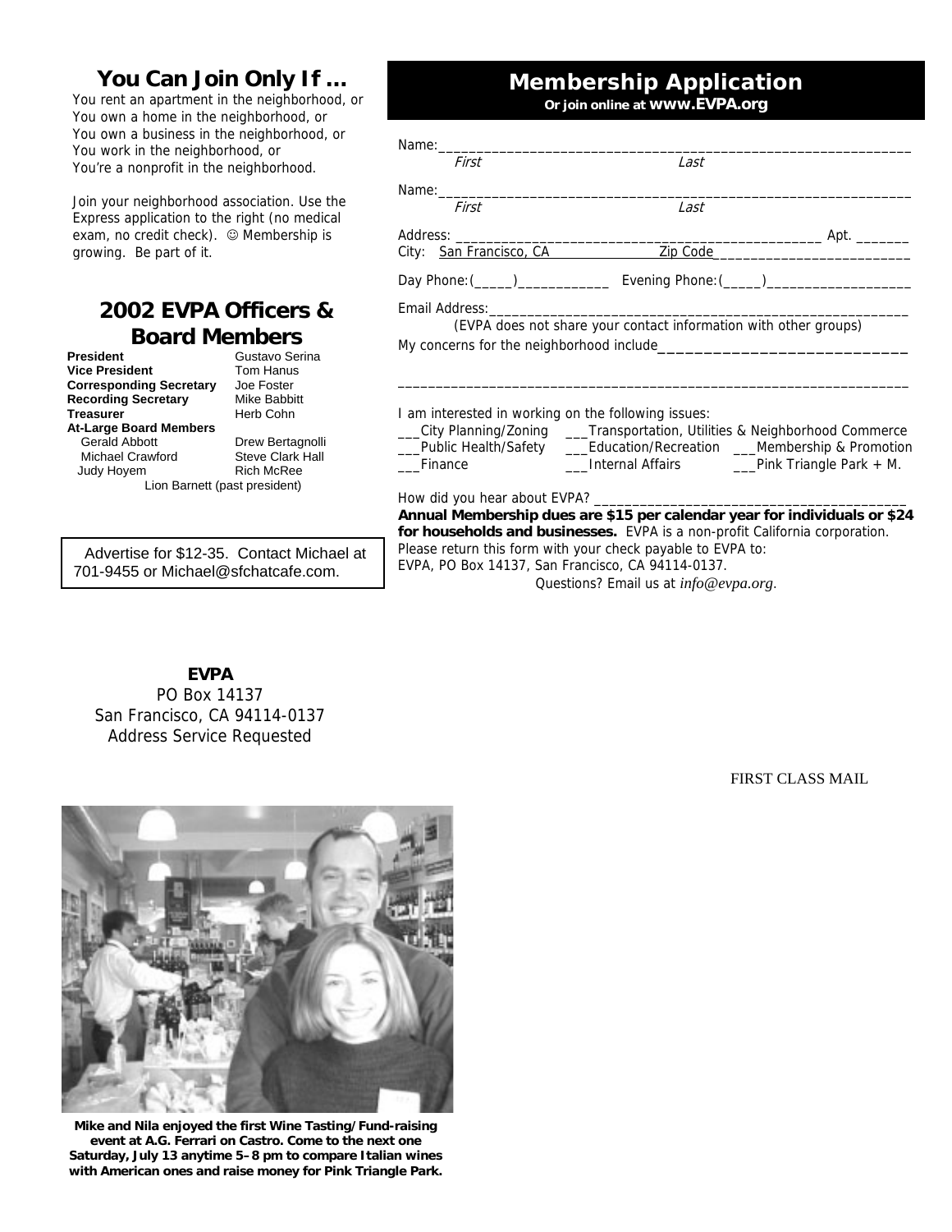## You Can Join Only If …

You rent an apartment in the neighborhood, or
You own a home in the neighborhood, or
You own a business in the neighborhood, or
You work in the neighborhood, or
You're a nonprofit in the neighborhood.

Join your neighborhood association. Use the Express application to the right (no medical exam, no credit check). ☺ Membership is growing. Be part of it.

## 2002 EVPA Officers & Board Members

| | |
|---|---|
| **President** | Gustavo Serina |
| **Vice President** | Tom Hanus |
| **Corresponding Secretary** | Joe Foster |
| **Recording Secretary** | Mike Babbitt |
| **Treasurer** | Herb Cohn |
| **At-Large Board Members** | |
| Gerald Abbott | Drew Bertagnolli |
| Michael Crawford | Steve Clark Hall |
| Judy Hoyem | Rich McRee |

Lion Barnett (past president)

Advertise for $12-35. Contact Michael at 701-9455 or Michael@sfchatcafe.com.

## Membership Application

**Or join online at www.EVPA.org**

Name:________________________________________________________________
*First* *Last*

Name:________________________________________________________________
*First* *Last*

Address: _______________________________________________ Apt. _______
City: San Francisco, CA Zip Code___________________________

Day Phone:(_____)____________ Evening Phone:(_____)___________________

Email Address:________________________________________________________
(EVPA does not share your contact information with other groups)

My concerns for the neighborhood include____________________________

______________________________________________________________________

I am interested in working on the following issues:
___City Planning/Zoning ___Transportation, Utilities & Neighborhood Commerce
___Public Health/Safety ___Education/Recreation ___Membership & Promotion
___Finance ___Internal Affairs ___Pink Triangle Park + M.

How did you hear about EVPA? ________________________________________

**Annual Membership dues are $15 per calendar year for individuals or $24 for households and businesses.** EVPA is a non-profit California corporation.
Please return this form with your check payable to EVPA to:
EVPA, PO Box 14137, San Francisco, CA 94114-0137.
Questions? Email us at *info@evpa.org*.

**EVPA**
PO Box 14137
San Francisco, CA 94114-0137
Address Service Requested

FIRST CLASS MAIL

**Mike and Nila enjoyed the first Wine Tasting/Fund-raising event at A.G. Ferrari on Castro. Come to the next one Saturday, July 13 anytime 5–8 pm to compare Italian wines with American ones and raise money for Pink Triangle Park.**